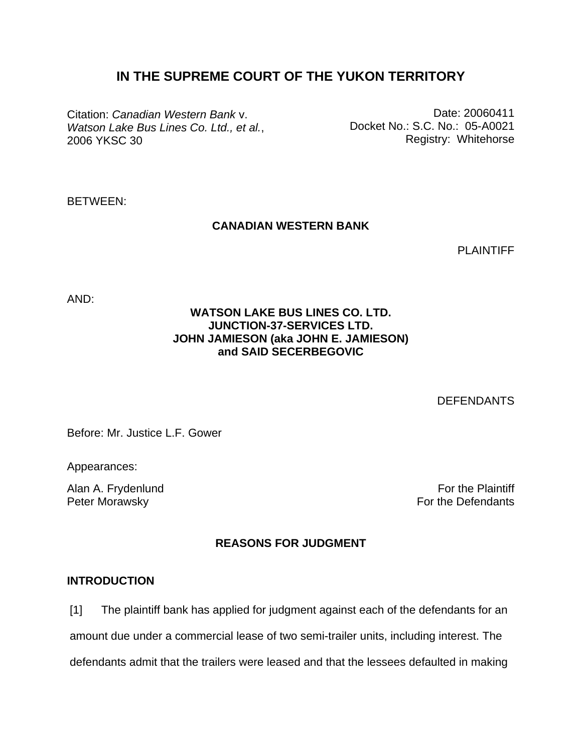# IN THE SUPREME COURT OF THE YUKON TERRITORY

Citation: *Canadian Western Bank* v. *Watson Lake Bus Lines Co. Ltd., et al.*, 2006 YKSC 30

Date: 20060411
Docket No.: S.C. No.: 05-A0021
Registry: Whitehorse

BETWEEN:

**CANADIAN WESTERN BANK**

PLAINTIFF

AND:

**WATSON LAKE BUS LINES CO. LTD.**
**JUNCTION-37-SERVICES LTD.**
**JOHN JAMIESON (aka JOHN E. JAMIESON)**
**and SAID SECERBEGOVIC**

DEFENDANTS

Before: Mr. Justice L.F. Gower

Appearances:

Alan A. Frydenlund — For the Plaintiff
Peter Morawsky — For the Defendants

## REASONS FOR JUDGMENT

### INTRODUCTION

[1] The plaintiff bank has applied for judgment against each of the defendants for an amount due under a commercial lease of two semi-trailer units, including interest. The defendants admit that the trailers were leased and that the lessees defaulted in making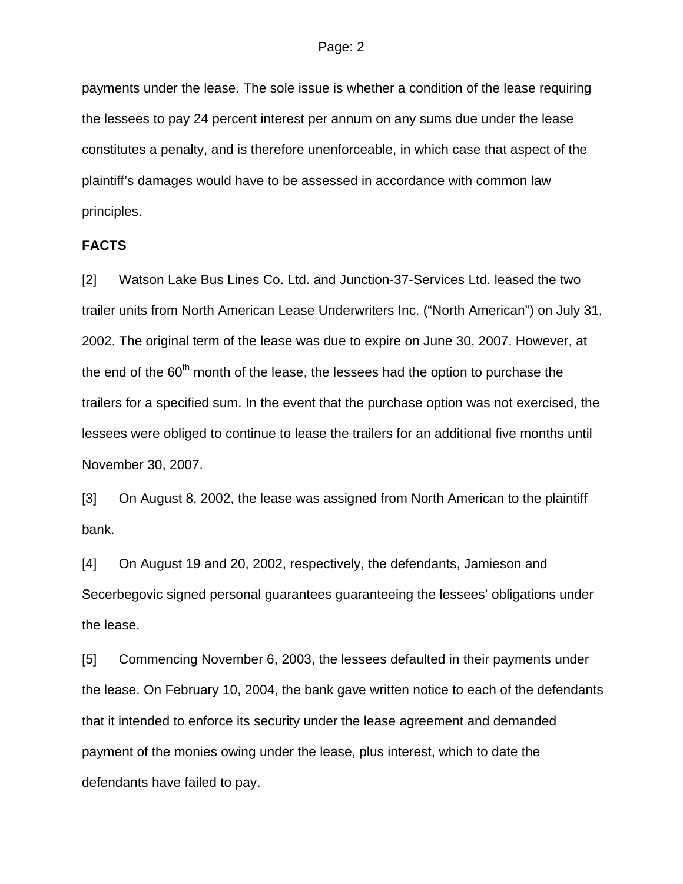payments under the lease. The sole issue is whether a condition of the lease requiring the lessees to pay 24 percent interest per annum on any sums due under the lease constitutes a penalty, and is therefore unenforceable, in which case that aspect of the plaintiff's damages would have to be assessed in accordance with common law principles.

**FACTS**

[2] Watson Lake Bus Lines Co. Ltd. and Junction-37-Services Ltd. leased the two trailer units from North American Lease Underwriters Inc. ("North American") on July 31, 2002. The original term of the lease was due to expire on June 30, 2007. However, at the end of the 60th month of the lease, the lessees had the option to purchase the trailers for a specified sum. In the event that the purchase option was not exercised, the lessees were obliged to continue to lease the trailers for an additional five months until November 30, 2007.

[3] On August 8, 2002, the lease was assigned from North American to the plaintiff bank.

[4] On August 19 and 20, 2002, respectively, the defendants, Jamieson and Secerbegovic signed personal guarantees guaranteeing the lessees' obligations under the lease.

[5] Commencing November 6, 2003, the lessees defaulted in their payments under the lease. On February 10, 2004, the bank gave written notice to each of the defendants that it intended to enforce its security under the lease agreement and demanded payment of the monies owing under the lease, plus interest, which to date the defendants have failed to pay.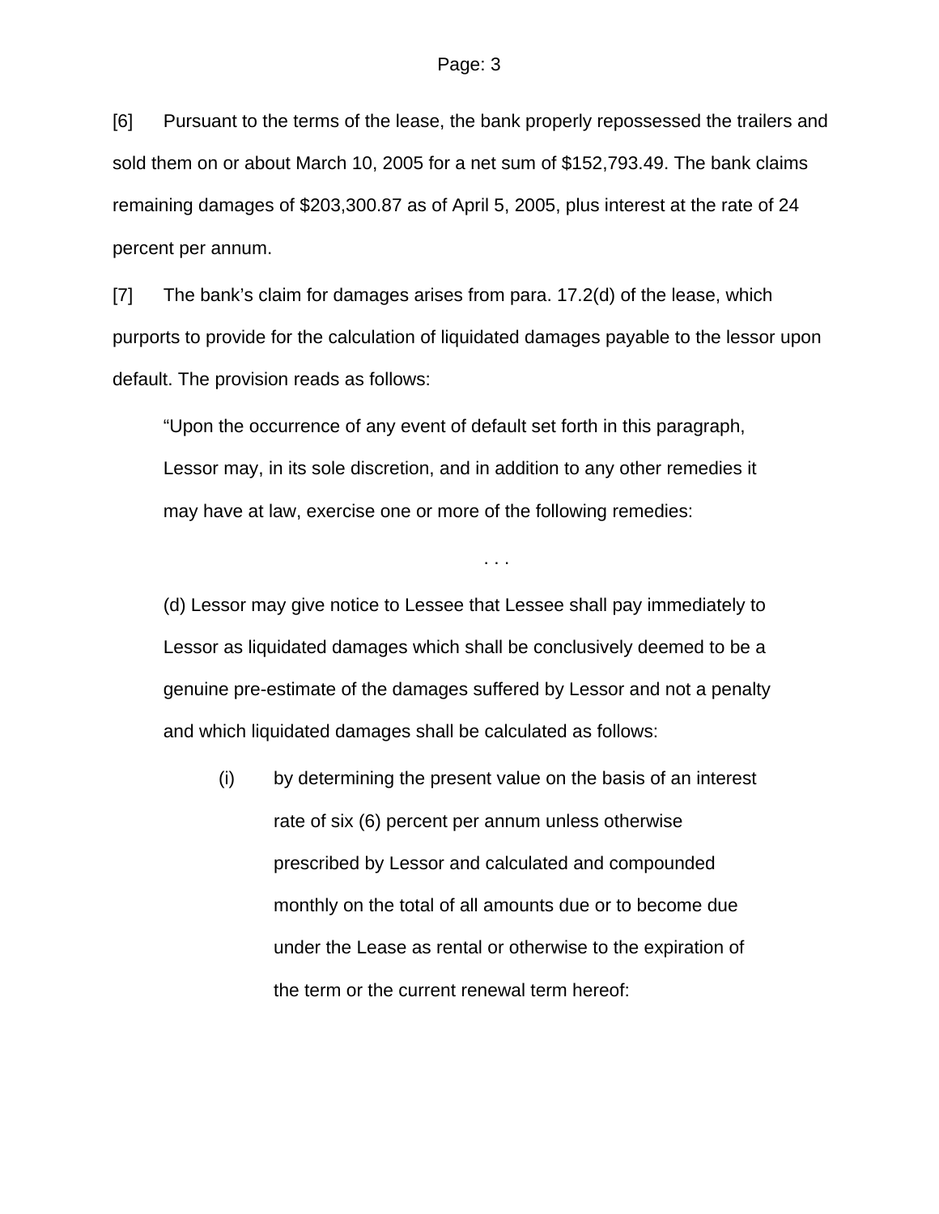[6] Pursuant to the terms of the lease, the bank properly repossessed the trailers and sold them on or about March 10, 2005 for a net sum of $152,793.49. The bank claims remaining damages of $203,300.87 as of April 5, 2005, plus interest at the rate of 24 percent per annum.

[7] The bank's claim for damages arises from para. 17.2(d) of the lease, which purports to provide for the calculation of liquidated damages payable to the lessor upon default. The provision reads as follows:

> "Upon the occurrence of any event of default set forth in this paragraph, Lessor may, in its sole discretion, and in addition to any other remedies it may have at law, exercise one or more of the following remedies:
>
> . . .
>
> (d) Lessor may give notice to Lessee that Lessee shall pay immediately to Lessor as liquidated damages which shall be conclusively deemed to be a genuine pre-estimate of the damages suffered by Lessor and not a penalty and which liquidated damages shall be calculated as follows:
>
> > (i) by determining the present value on the basis of an interest rate of six (6) percent per annum unless otherwise prescribed by Lessor and calculated and compounded monthly on the total of all amounts due or to become due under the Lease as rental or otherwise to the expiration of the term or the current renewal term hereof: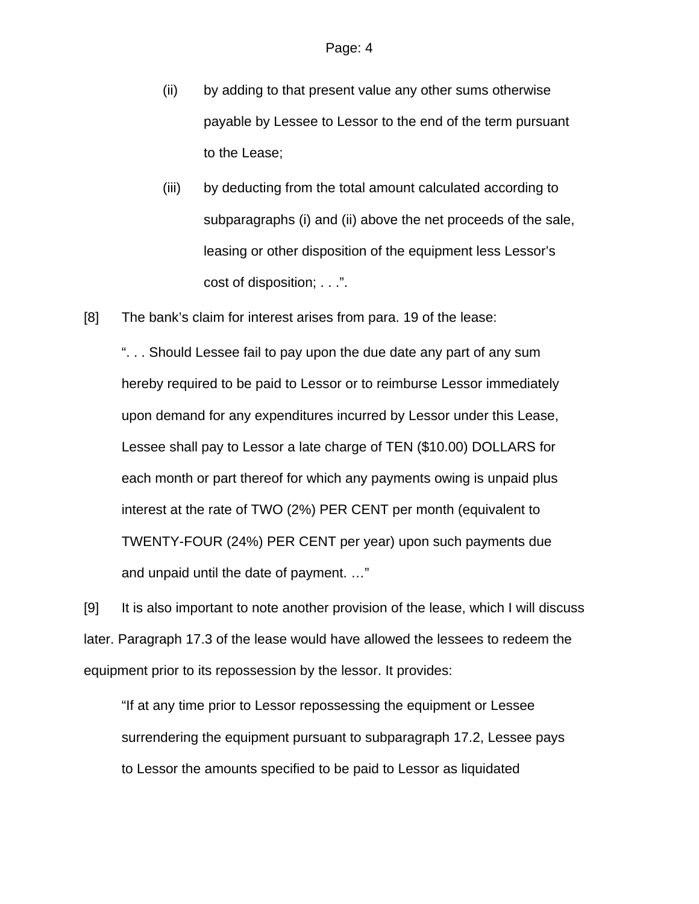> (ii) by adding to that present value any other sums otherwise payable by Lessee to Lessor to the end of the term pursuant to the Lease;
>
> (iii) by deducting from the total amount calculated according to subparagraphs (i) and (ii) above the net proceeds of the sale, leasing or other disposition of the equipment less Lessor's cost of disposition; . . .".

[8] The bank's claim for interest arises from para. 19 of the lease:

> ". . . Should Lessee fail to pay upon the due date any part of any sum hereby required to be paid to Lessor or to reimburse Lessor immediately upon demand for any expenditures incurred by Lessor under this Lease, Lessee shall pay to Lessor a late charge of TEN ($10.00) DOLLARS for each month or part thereof for which any payments owing is unpaid plus interest at the rate of TWO (2%) PER CENT per month (equivalent to TWENTY-FOUR (24%) PER CENT per year) upon such payments due and unpaid until the date of payment. …"

[9] It is also important to note another provision of the lease, which I will discuss later. Paragraph 17.3 of the lease would have allowed the lessees to redeem the equipment prior to its repossession by the lessor. It provides:

> "If at any time prior to Lessor repossessing the equipment or Lessee surrendering the equipment pursuant to subparagraph 17.2, Lessee pays to Lessor the amounts specified to be paid to Lessor as liquidated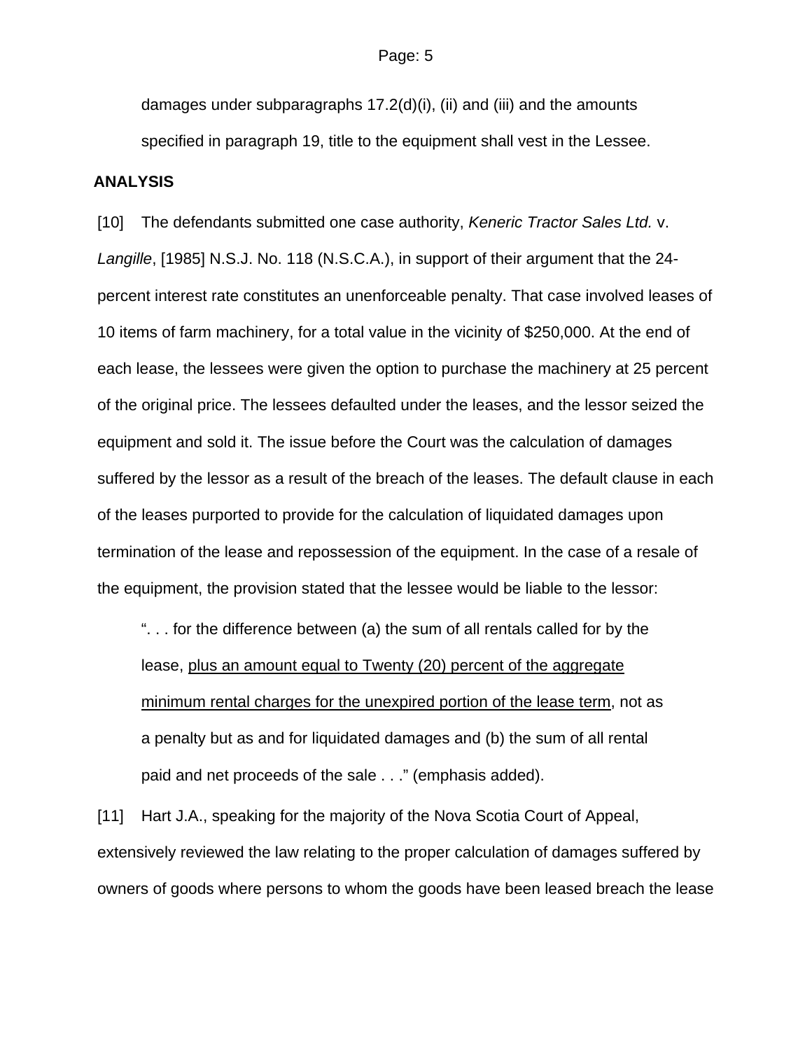damages under subparagraphs 17.2(d)(i), (ii) and (iii) and the amounts specified in paragraph 19, title to the equipment shall vest in the Lessee.

**ANALYSIS**

[10] The defendants submitted one case authority, *Keneric Tractor Sales Ltd.* v. *Langille*, [1985] N.S.J. No. 118 (N.S.C.A.), in support of their argument that the 24-percent interest rate constitutes an unenforceable penalty. That case involved leases of 10 items of farm machinery, for a total value in the vicinity of $250,000. At the end of each lease, the lessees were given the option to purchase the machinery at 25 percent of the original price. The lessees defaulted under the leases, and the lessor seized the equipment and sold it. The issue before the Court was the calculation of damages suffered by the lessor as a result of the breach of the leases. The default clause in each of the leases purported to provide for the calculation of liquidated damages upon termination of the lease and repossession of the equipment. In the case of a resale of the equipment, the provision stated that the lessee would be liable to the lessor:

> ". . . for the difference between (a) the sum of all rentals called for by the lease, <u>plus an amount equal to Twenty (20) percent of the aggregate minimum rental charges for the unexpired portion of the lease term</u>, not as a penalty but as and for liquidated damages and (b) the sum of all rental paid and net proceeds of the sale . . ." (emphasis added).

[11] Hart J.A., speaking for the majority of the Nova Scotia Court of Appeal, extensively reviewed the law relating to the proper calculation of damages suffered by owners of goods where persons to whom the goods have been leased breach the lease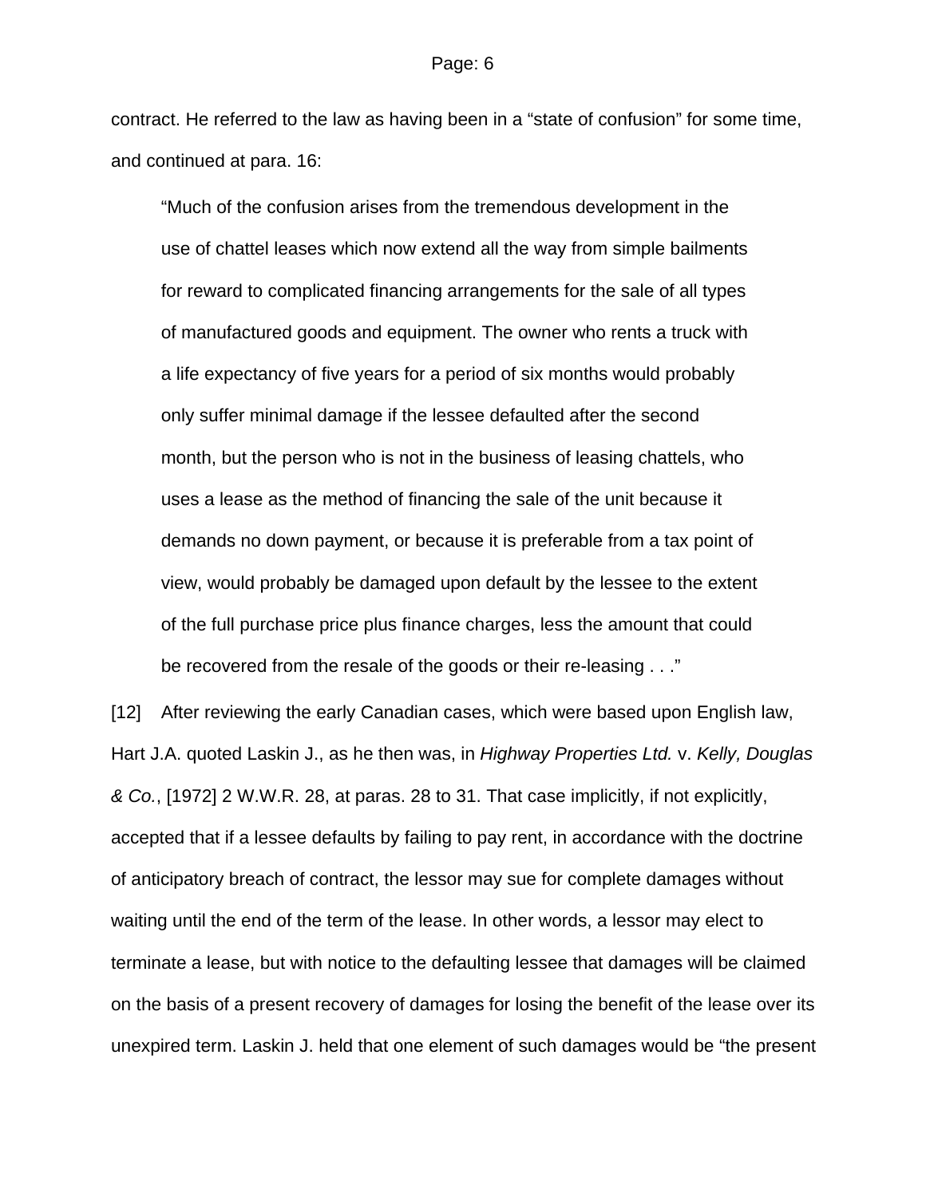contract. He referred to the law as having been in a "state of confusion" for some time, and continued at para. 16:

> "Much of the confusion arises from the tremendous development in the use of chattel leases which now extend all the way from simple bailments for reward to complicated financing arrangements for the sale of all types of manufactured goods and equipment. The owner who rents a truck with a life expectancy of five years for a period of six months would probably only suffer minimal damage if the lessee defaulted after the second month, but the person who is not in the business of leasing chattels, who uses a lease as the method of financing the sale of the unit because it demands no down payment, or because it is preferable from a tax point of view, would probably be damaged upon default by the lessee to the extent of the full purchase price plus finance charges, less the amount that could be recovered from the resale of the goods or their re-leasing . . ."

[12] After reviewing the early Canadian cases, which were based upon English law, Hart J.A. quoted Laskin J., as he then was, in *Highway Properties Ltd.* v. *Kelly, Douglas & Co.*, [1972] 2 W.W.R. 28, at paras. 28 to 31. That case implicitly, if not explicitly, accepted that if a lessee defaults by failing to pay rent, in accordance with the doctrine of anticipatory breach of contract, the lessor may sue for complete damages without waiting until the end of the term of the lease. In other words, a lessor may elect to terminate a lease, but with notice to the defaulting lessee that damages will be claimed on the basis of a present recovery of damages for losing the benefit of the lease over its unexpired term. Laskin J. held that one element of such damages would be "the present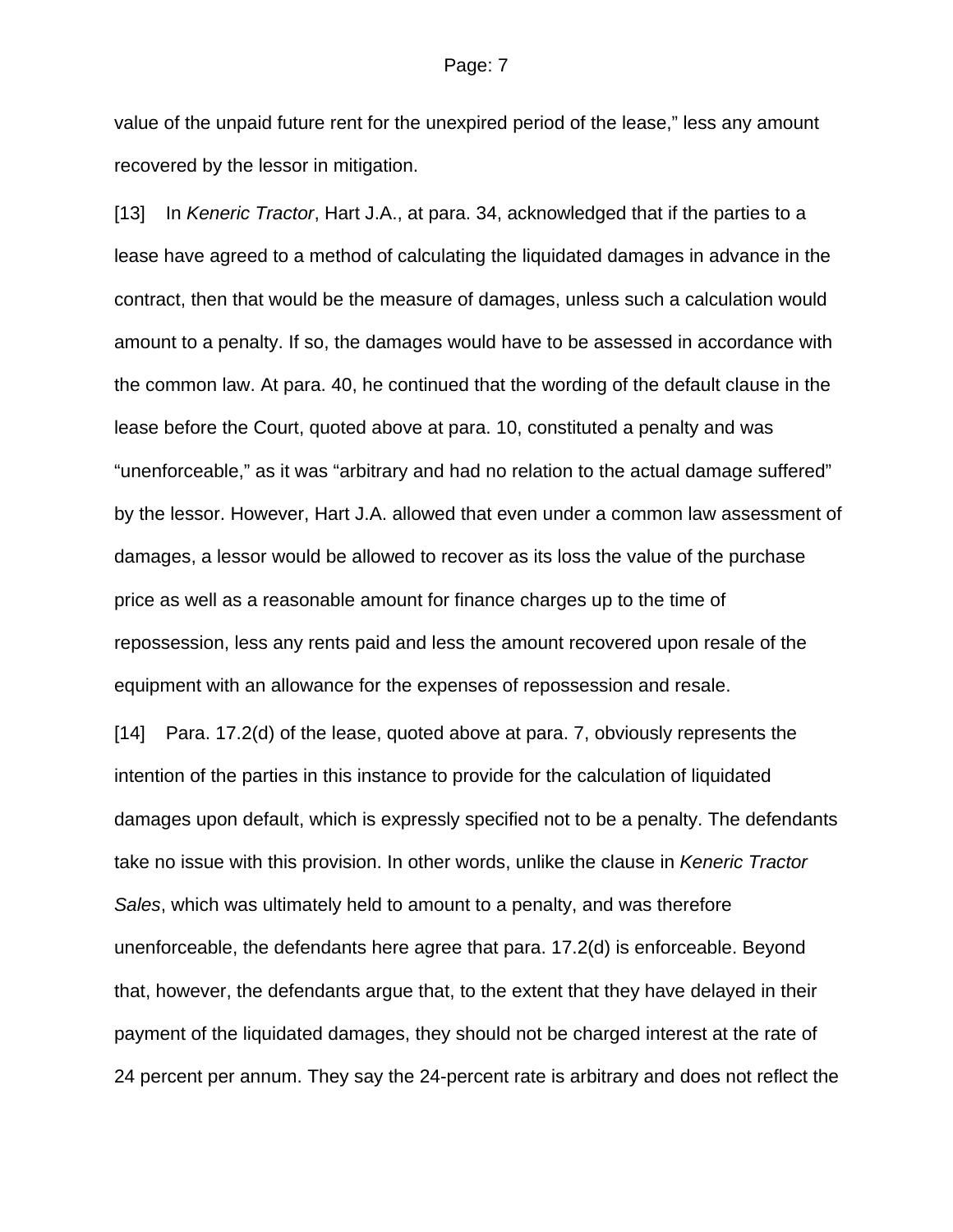value of the unpaid future rent for the unexpired period of the lease," less any amount recovered by the lessor in mitigation.

[13] In *Keneric Tractor*, Hart J.A., at para. 34, acknowledged that if the parties to a lease have agreed to a method of calculating the liquidated damages in advance in the contract, then that would be the measure of damages, unless such a calculation would amount to a penalty. If so, the damages would have to be assessed in accordance with the common law. At para. 40, he continued that the wording of the default clause in the lease before the Court, quoted above at para. 10, constituted a penalty and was "unenforceable," as it was "arbitrary and had no relation to the actual damage suffered" by the lessor. However, Hart J.A. allowed that even under a common law assessment of damages, a lessor would be allowed to recover as its loss the value of the purchase price as well as a reasonable amount for finance charges up to the time of repossession, less any rents paid and less the amount recovered upon resale of the equipment with an allowance for the expenses of repossession and resale.

[14] Para. 17.2(d) of the lease, quoted above at para. 7, obviously represents the intention of the parties in this instance to provide for the calculation of liquidated damages upon default, which is expressly specified not to be a penalty. The defendants take no issue with this provision. In other words, unlike the clause in *Keneric Tractor Sales*, which was ultimately held to amount to a penalty, and was therefore unenforceable, the defendants here agree that para. 17.2(d) is enforceable. Beyond that, however, the defendants argue that, to the extent that they have delayed in their payment of the liquidated damages, they should not be charged interest at the rate of 24 percent per annum. They say the 24-percent rate is arbitrary and does not reflect the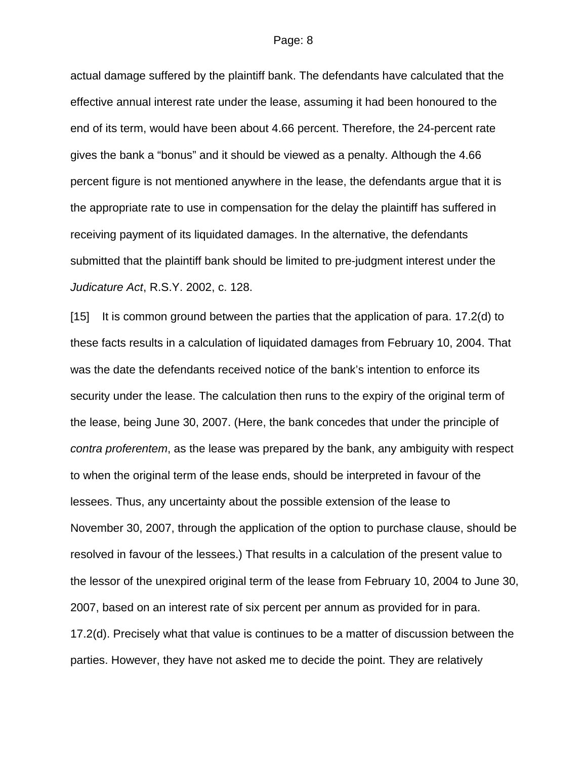actual damage suffered by the plaintiff bank. The defendants have calculated that the effective annual interest rate under the lease, assuming it had been honoured to the end of its term, would have been about 4.66 percent. Therefore, the 24-percent rate gives the bank a "bonus" and it should be viewed as a penalty. Although the 4.66 percent figure is not mentioned anywhere in the lease, the defendants argue that it is the appropriate rate to use in compensation for the delay the plaintiff has suffered in receiving payment of its liquidated damages. In the alternative, the defendants submitted that the plaintiff bank should be limited to pre-judgment interest under the *Judicature Act*, R.S.Y. 2002, c. 128.

[15] It is common ground between the parties that the application of para. 17.2(d) to these facts results in a calculation of liquidated damages from February 10, 2004. That was the date the defendants received notice of the bank's intention to enforce its security under the lease. The calculation then runs to the expiry of the original term of the lease, being June 30, 2007. (Here, the bank concedes that under the principle of *contra proferentem*, as the lease was prepared by the bank, any ambiguity with respect to when the original term of the lease ends, should be interpreted in favour of the lessees. Thus, any uncertainty about the possible extension of the lease to November 30, 2007, through the application of the option to purchase clause, should be resolved in favour of the lessees.) That results in a calculation of the present value to the lessor of the unexpired original term of the lease from February 10, 2004 to June 30, 2007, based on an interest rate of six percent per annum as provided for in para. 17.2(d). Precisely what that value is continues to be a matter of discussion between the parties. However, they have not asked me to decide the point. They are relatively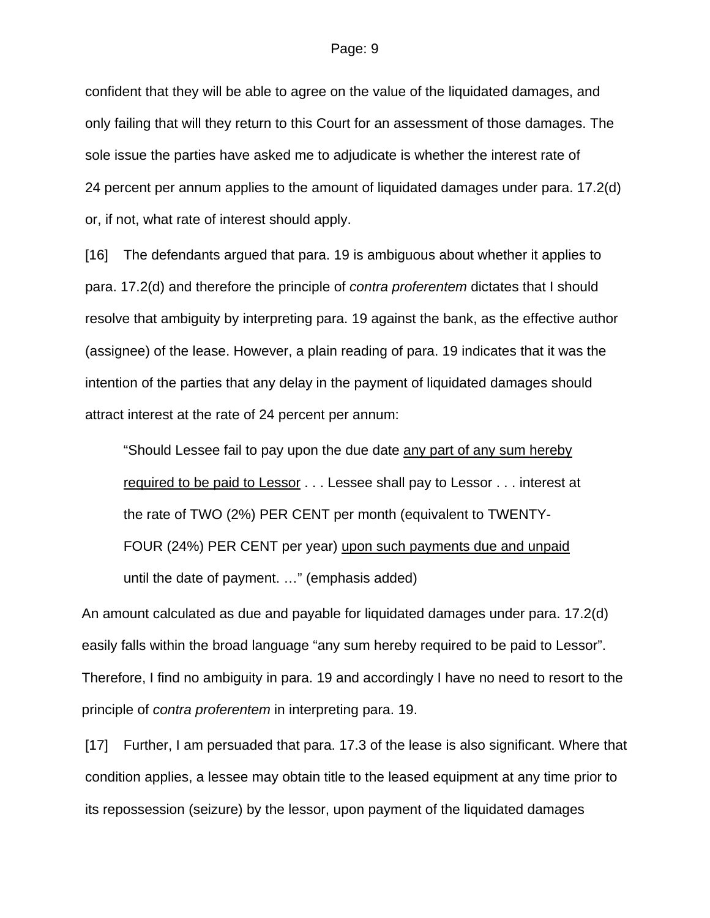confident that they will be able to agree on the value of the liquidated damages, and only failing that will they return to this Court for an assessment of those damages. The sole issue the parties have asked me to adjudicate is whether the interest rate of 24 percent per annum applies to the amount of liquidated damages under para. 17.2(d) or, if not, what rate of interest should apply.

[16] The defendants argued that para. 19 is ambiguous about whether it applies to para. 17.2(d) and therefore the principle of *contra proferentem* dictates that I should resolve that ambiguity by interpreting para. 19 against the bank, as the effective author (assignee) of the lease. However, a plain reading of para. 19 indicates that it was the intention of the parties that any delay in the payment of liquidated damages should attract interest at the rate of 24 percent per annum:

> "Should Lessee fail to pay upon the due date <u>any part of any sum hereby required to be paid to Lessor</u> . . . Lessee shall pay to Lessor . . . interest at the rate of TWO (2%) PER CENT per month (equivalent to TWENTY-FOUR (24%) PER CENT per year) <u>upon such payments due and unpaid</u> until the date of payment. …" (emphasis added)

An amount calculated as due and payable for liquidated damages under para. 17.2(d) easily falls within the broad language "any sum hereby required to be paid to Lessor". Therefore, I find no ambiguity in para. 19 and accordingly I have no need to resort to the principle of *contra proferentem* in interpreting para. 19.

[17] Further, I am persuaded that para. 17.3 of the lease is also significant. Where that condition applies, a lessee may obtain title to the leased equipment at any time prior to its repossession (seizure) by the lessor, upon payment of the liquidated damages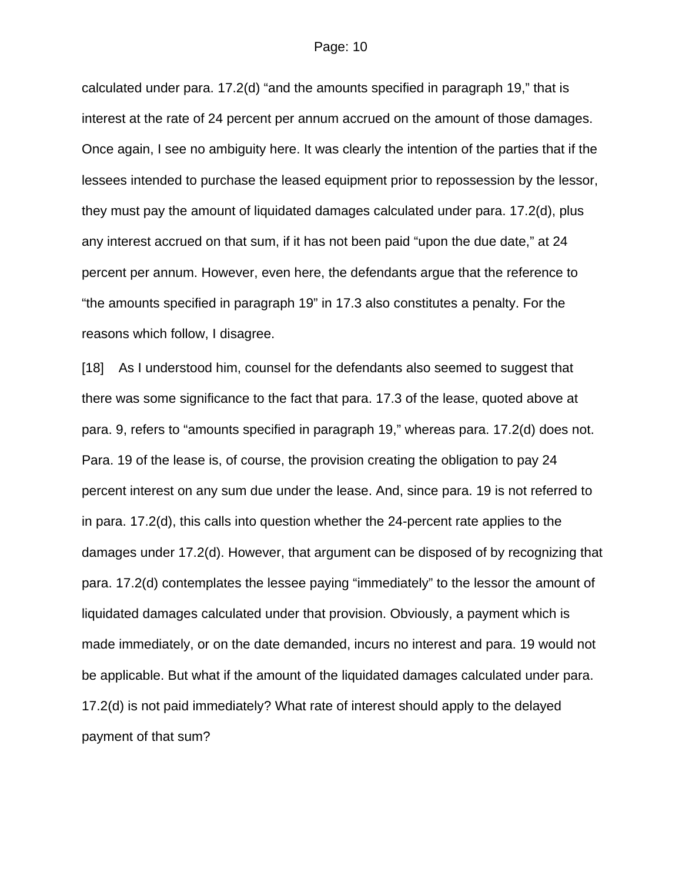calculated under para. 17.2(d) “and the amounts specified in paragraph 19,” that is interest at the rate of 24 percent per annum accrued on the amount of those damages. Once again, I see no ambiguity here. It was clearly the intention of the parties that if the lessees intended to purchase the leased equipment prior to repossession by the lessor, they must pay the amount of liquidated damages calculated under para. 17.2(d), plus any interest accrued on that sum, if it has not been paid “upon the due date,” at 24 percent per annum. However, even here, the defendants argue that the reference to “the amounts specified in paragraph 19” in 17.3 also constitutes a penalty. For the reasons which follow, I disagree.

[18] As I understood him, counsel for the defendants also seemed to suggest that there was some significance to the fact that para. 17.3 of the lease, quoted above at para. 9, refers to “amounts specified in paragraph 19,” whereas para. 17.2(d) does not. Para. 19 of the lease is, of course, the provision creating the obligation to pay 24 percent interest on any sum due under the lease. And, since para. 19 is not referred to in para. 17.2(d), this calls into question whether the 24-percent rate applies to the damages under 17.2(d). However, that argument can be disposed of by recognizing that para. 17.2(d) contemplates the lessee paying “immediately” to the lessor the amount of liquidated damages calculated under that provision. Obviously, a payment which is made immediately, or on the date demanded, incurs no interest and para. 19 would not be applicable. But what if the amount of the liquidated damages calculated under para. 17.2(d) is not paid immediately? What rate of interest should apply to the delayed payment of that sum?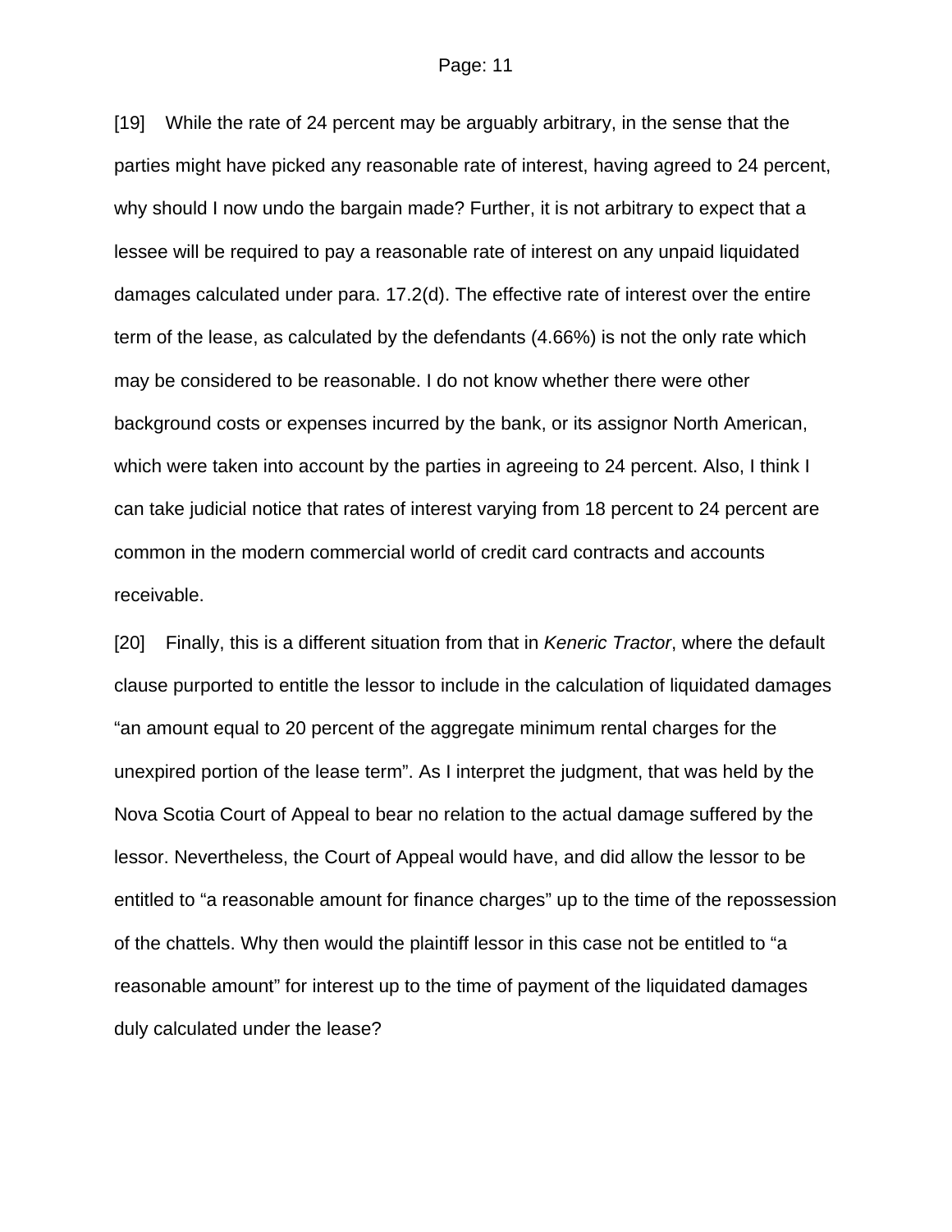[19] While the rate of 24 percent may be arguably arbitrary, in the sense that the parties might have picked any reasonable rate of interest, having agreed to 24 percent, why should I now undo the bargain made? Further, it is not arbitrary to expect that a lessee will be required to pay a reasonable rate of interest on any unpaid liquidated damages calculated under para. 17.2(d). The effective rate of interest over the entire term of the lease, as calculated by the defendants (4.66%) is not the only rate which may be considered to be reasonable. I do not know whether there were other background costs or expenses incurred by the bank, or its assignor North American, which were taken into account by the parties in agreeing to 24 percent. Also, I think I can take judicial notice that rates of interest varying from 18 percent to 24 percent are common in the modern commercial world of credit card contracts and accounts receivable.

[20] Finally, this is a different situation from that in *Keneric Tractor*, where the default clause purported to entitle the lessor to include in the calculation of liquidated damages "an amount equal to 20 percent of the aggregate minimum rental charges for the unexpired portion of the lease term". As I interpret the judgment, that was held by the Nova Scotia Court of Appeal to bear no relation to the actual damage suffered by the lessor. Nevertheless, the Court of Appeal would have, and did allow the lessor to be entitled to "a reasonable amount for finance charges" up to the time of the repossession of the chattels. Why then would the plaintiff lessor in this case not be entitled to "a reasonable amount" for interest up to the time of payment of the liquidated damages duly calculated under the lease?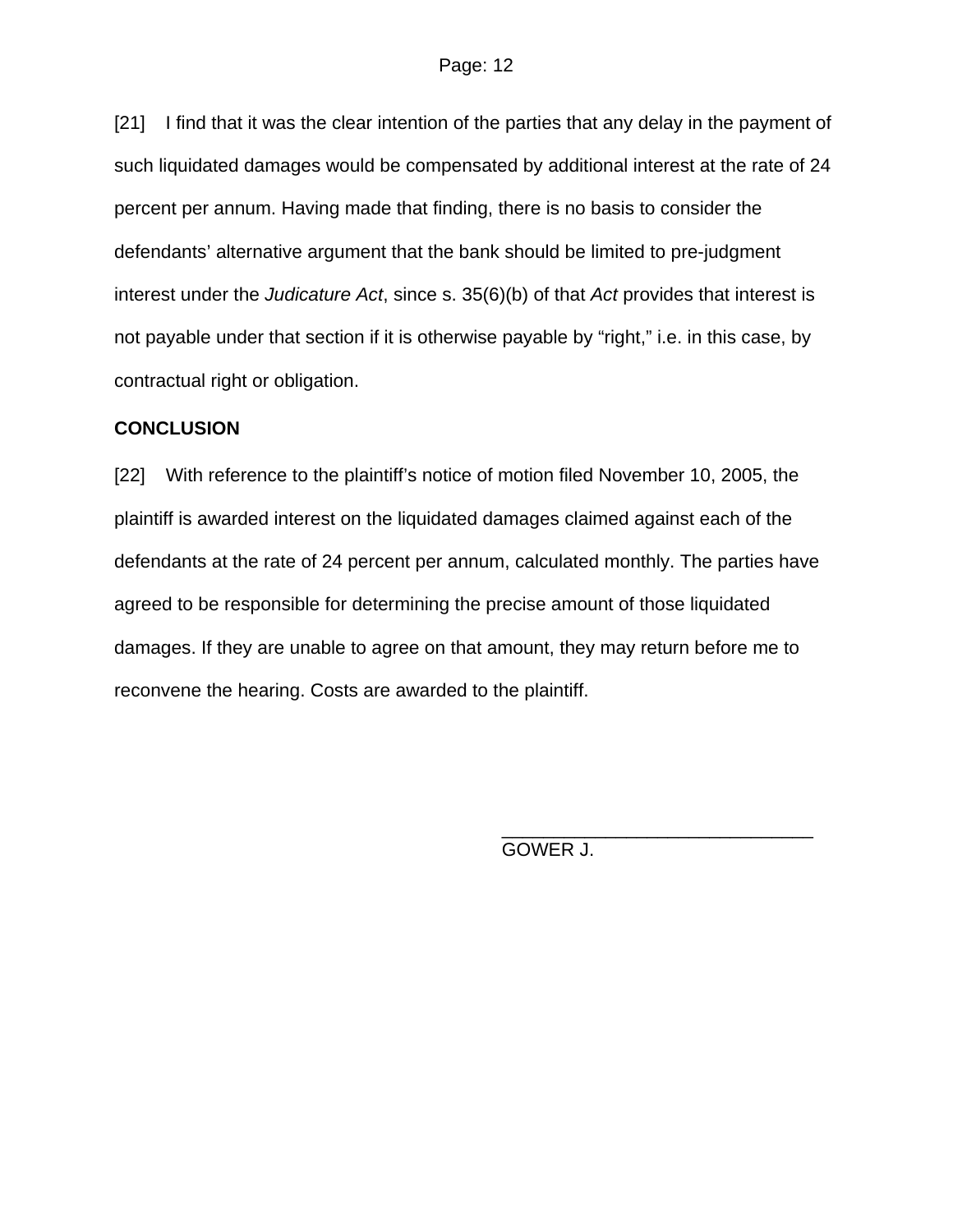[21] I find that it was the clear intention of the parties that any delay in the payment of such liquidated damages would be compensated by additional interest at the rate of 24 percent per annum. Having made that finding, there is no basis to consider the defendants' alternative argument that the bank should be limited to pre-judgment interest under the *Judicature Act*, since s. 35(6)(b) of that *Act* provides that interest is not payable under that section if it is otherwise payable by "right," i.e. in this case, by contractual right or obligation.

**CONCLUSION**

[22] With reference to the plaintiff's notice of motion filed November 10, 2005, the plaintiff is awarded interest on the liquidated damages claimed against each of the defendants at the rate of 24 percent per annum, calculated monthly. The parties have agreed to be responsible for determining the precise amount of those liquidated damages. If they are unable to agree on that amount, they may return before me to reconvene the hearing. Costs are awarded to the plaintiff.

______________________________
GOWER J.